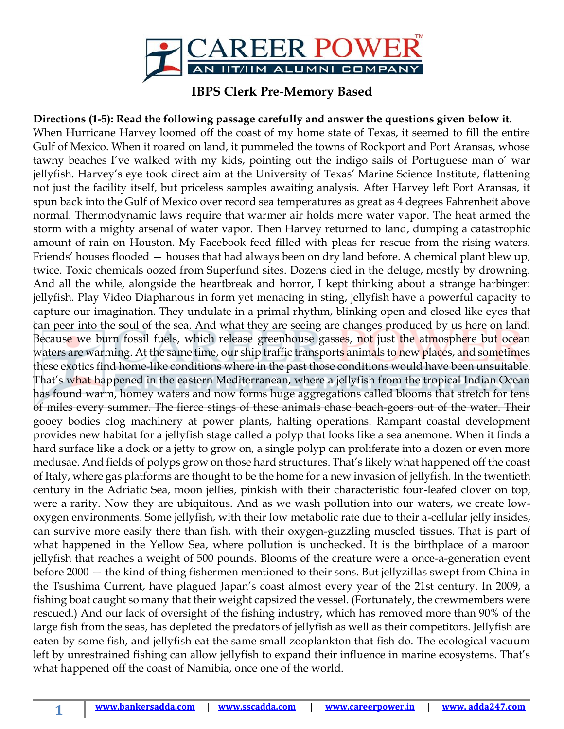## IBPS Clerk Pre-Memory Based

**Directions (1-5): Read the following passage carefully and answer the questions given below it.**

When Hurricane Harvey loomed off the coast of my home state of Texas, it seemed to fill the entire Gulf of Mexico. When it roared on land, it pummeled the towns of Rockport and Port Aransas, whose tawny beaches I've walked with my kids, pointing out the indigo sails of Portuguese man o' war jellyfish. Harvey's eye took direct aim at the University of Texas' Marine Science Institute, flattening not just the facility itself, but priceless samples awaiting analysis. After Harvey left Port Aransas, it spun back into the Gulf of Mexico over record sea temperatures as great as 4 degrees Fahrenheit above normal. Thermodynamic laws require that warmer air holds more water vapor. The heat armed the storm with a mighty arsenal of water vapor. Then Harvey returned to land, dumping a catastrophic amount of rain on Houston. My Facebook feed filled with pleas for rescue from the rising waters. Friends' houses flooded — houses that had always been on dry land before. A chemical plant blew up, twice. Toxic chemicals oozed from Superfund sites. Dozens died in the deluge, mostly by drowning. And all the while, alongside the heartbreak and horror, I kept thinking about a strange harbinger: jellyfish. Play Video Diaphanous in form yet menacing in sting, jellyfish have a powerful capacity to capture our imagination. They undulate in a primal rhythm, blinking open and closed like eyes that can peer into the soul of the sea. And what they are seeing are changes produced by us here on land. Because we burn fossil fuels, which release greenhouse gasses, not just the atmosphere but ocean waters are warming. At the same time, our ship traffic transports animals to new places, and sometimes these exotics find home-like conditions where in the past those conditions would have been unsuitable. That's what happened in the eastern Mediterranean, where a jellyfish from the tropical Indian Ocean has found warm, homey waters and now forms huge aggregations called blooms that stretch for tens of miles every summer. The fierce stings of these animals chase beach-goers out of the water. Their gooey bodies clog machinery at power plants, halting operations. Rampant coastal development provides new habitat for a jellyfish stage called a polyp that looks like a sea anemone. When it finds a hard surface like a dock or a jetty to grow on, a single polyp can proliferate into a dozen or even more medusae. And fields of polyps grow on those hard structures. That's likely what happened off the coast of Italy, where gas platforms are thought to be the home for a new invasion of jellyfish. In the twentieth century in the Adriatic Sea, moon jellies, pinkish with their characteristic four-leafed clover on top, were a rarity. Now they are ubiquitous. And as we wash pollution into our waters, we create low-oxygen environments. Some jellyfish, with their low metabolic rate due to their a-cellular jelly insides, can survive more easily there than fish, with their oxygen-guzzling muscled tissues. That is part of what happened in the Yellow Sea, where pollution is unchecked. It is the birthplace of a maroon jellyfish that reaches a weight of 500 pounds. Blooms of the creature were a once-a-generation event before 2000 — the kind of thing fishermen mentioned to their sons. But jellyzillas swept from China in the Tsushima Current, have plagued Japan's coast almost every year of the 21st century. In 2009, a fishing boat caught so many that their weight capsized the vessel. (Fortunately, the crewmembers were rescued.) And our lack of oversight of the fishing industry, which has removed more than 90% of the large fish from the seas, has depleted the predators of jellyfish as well as their competitors. Jellyfish are eaten by some fish, and jellyfish eat the same small zooplankton that fish do. The ecological vacuum left by unrestrained fishing can allow jellyfish to expand their influence in marine ecosystems. That's what happened off the coast of Namibia, once one of the world.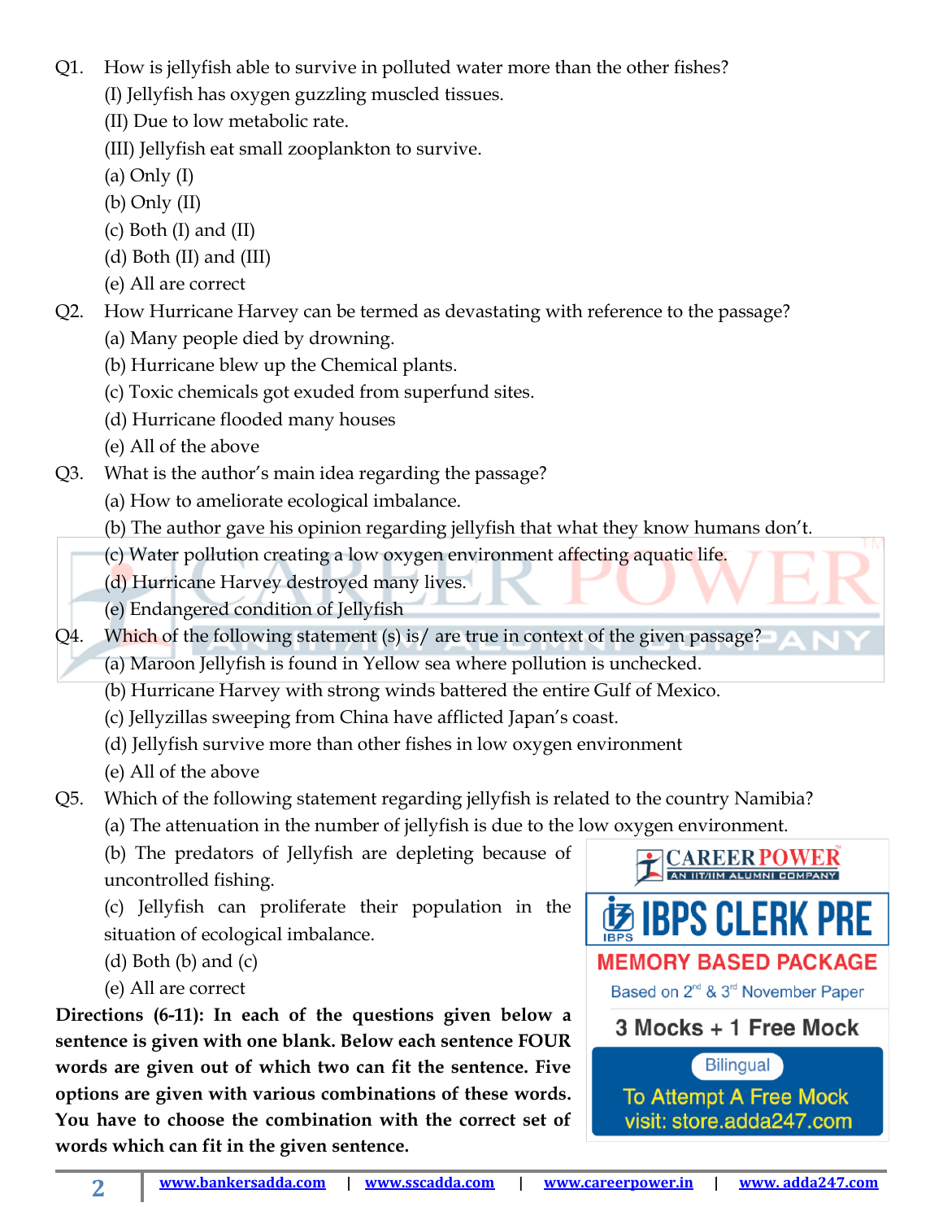Q1. How is jellyfish able to survive in polluted water more than the other fishes?
(I) Jellyfish has oxygen guzzling muscled tissues.
(II) Due to low metabolic rate.
(III) Jellyfish eat small zooplankton to survive.
(a) Only (I)
(b) Only (II)
(c) Both (I) and (II)
(d) Both (II) and (III)
(e) All are correct

Q2. How Hurricane Harvey can be termed as devastating with reference to the passage?
(a) Many people died by drowning.
(b) Hurricane blew up the Chemical plants.
(c) Toxic chemicals got exuded from superfund sites.
(d) Hurricane flooded many houses
(e) All of the above

Q3. What is the author's main idea regarding the passage?
(a) How to ameliorate ecological imbalance.
(b) The author gave his opinion regarding jellyfish that what they know humans don't.
(c) Water pollution creating a low oxygen environment affecting aquatic life.
(d) Hurricane Harvey destroyed many lives.
(e) Endangered condition of Jellyfish

Q4. Which of the following statement (s) is/ are true in context of the given passage?
(a) Maroon Jellyfish is found in Yellow sea where pollution is unchecked.
(b) Hurricane Harvey with strong winds battered the entire Gulf of Mexico.
(c) Jellyzillas sweeping from China have afflicted Japan's coast.
(d) Jellyfish survive more than other fishes in low oxygen environment
(e) All of the above

Q5. Which of the following statement regarding jellyfish is related to the country Namibia?
(a) The attenuation in the number of jellyfish is due to the low oxygen environment.
(b) The predators of Jellyfish are depleting because of uncontrolled fishing.
(c) Jellyfish can proliferate their population in the situation of ecological imbalance.
(d) Both (b) and (c)
(e) All are correct

**Directions (6-11): In each of the questions given below a sentence is given with one blank. Below each sentence FOUR words are given out of which two can fit the sentence. Five options are given with various combinations of these words. You have to choose the combination with the correct set of words which can fit in the given sentence.**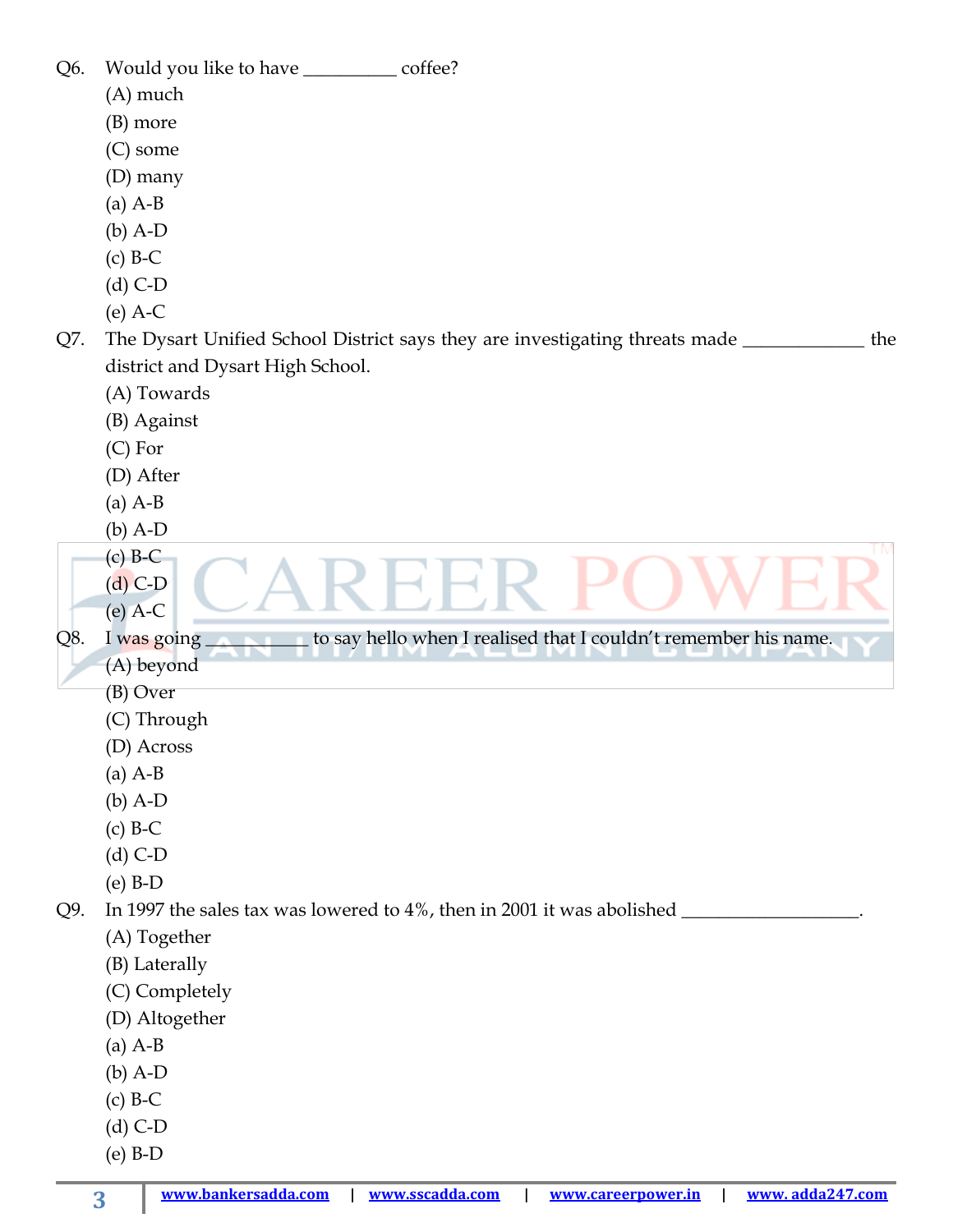Q6. Would you like to have __________ coffee?

(A) much
(B) more
(C) some
(D) many

(a) A-B
(b) A-D
(c) B-C
(d) C-D
(e) A-C

Q7. The Dysart Unified School District says they are investigating threats made ____________ the district and Dysart High School.

(A) Towards
(B) Against
(C) For
(D) After

(a) A-B
(b) A-D
(c) B-C
(d) C-D
(e) A-C

Q8. I was going __________ to say hello when I realised that I couldn't remember his name.

(A) beyond
(B) Over
(C) Through
(D) Across

(a) A-B
(b) A-D
(c) B-C
(d) C-D
(e) B-D

Q9. In 1997 the sales tax was lowered to 4%, then in 2001 it was abolished __________________.

(A) Together
(B) Laterally
(C) Completely
(D) Altogether

(a) A-B
(b) A-D
(c) B-C
(d) C-D
(e) B-D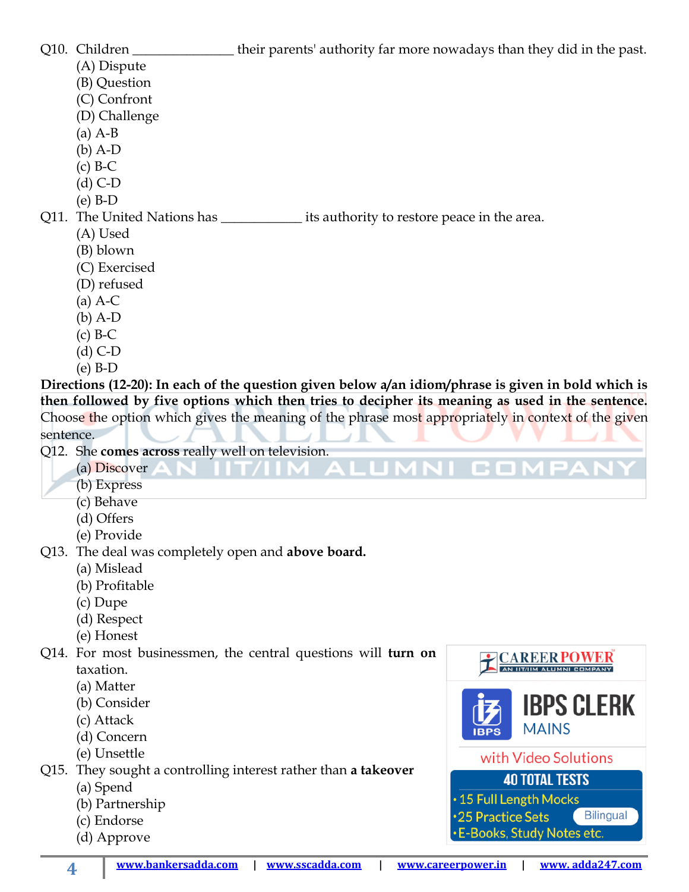Q10. Children _______________ their parents' authority far more nowadays than they did in the past.

(A) Dispute
(B) Question
(C) Confront
(D) Challenge
(a) A-B
(b) A-D
(c) B-C
(d) C-D
(e) B-D

Q11. The United Nations has ____________ its authority to restore peace in the area.

(A) Used
(B) blown
(C) Exercised
(D) refused
(a) A-C
(b) A-D
(c) B-C
(d) C-D
(e) B-D

**Directions (12-20): In each of the question given below a/an idiom/phrase is given in bold which is then followed by five options which then tries to decipher its meaning as used in the sentence.** Choose the option which gives the meaning of the phrase most appropriately in context of the given sentence.

Q12. She **comes across** really well on television.

(a) Discover
(b) Express
(c) Behave
(d) Offers
(e) Provide

Q13. The deal was completely open and **above board.**

(a) Mislead
(b) Profitable
(c) Dupe
(d) Respect
(e) Honest

Q14. For most businessmen, the central questions will **turn on** taxation.

(a) Matter
(b) Consider
(c) Attack
(d) Concern
(e) Unsettle

Q15. They sought a controlling interest rather than **a takeover**

(a) Spend
(b) Partnership
(c) Endorse
(d) Approve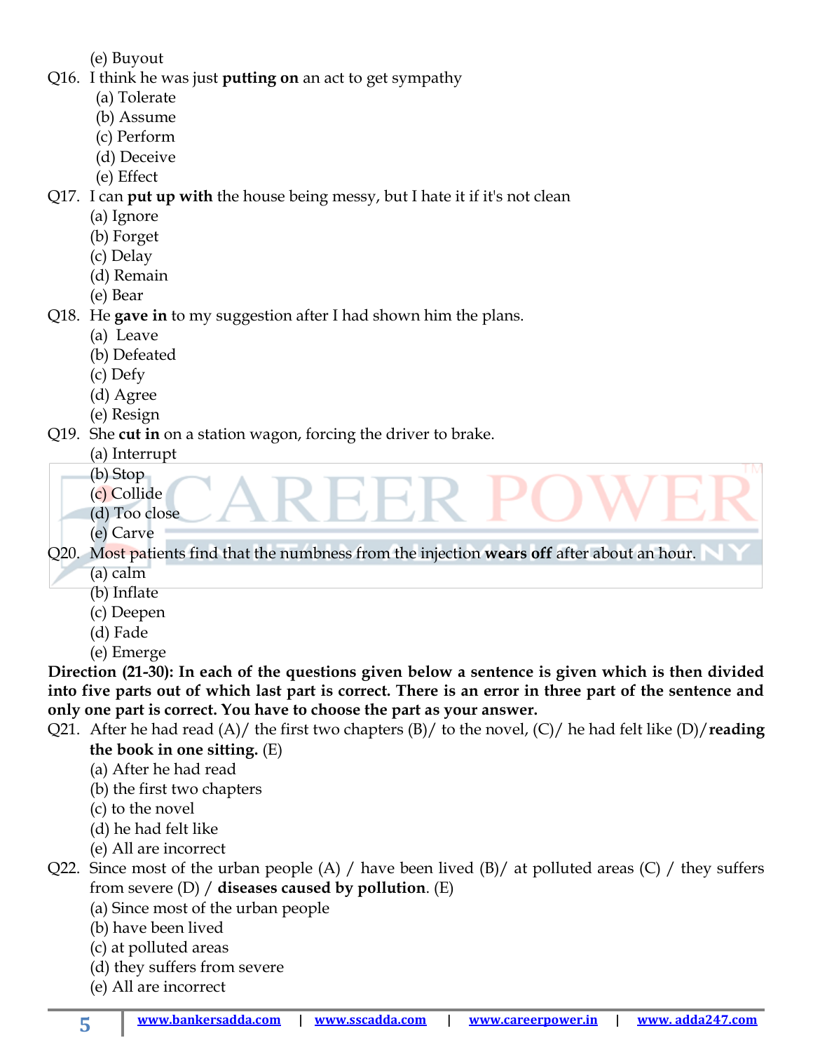(e) Buyout

Q16. I think he was just **putting on** an act to get sympathy
(a) Tolerate
(b) Assume
(c) Perform
(d) Deceive
(e) Effect

Q17. I can **put up with** the house being messy, but I hate it if it's not clean
(a) Ignore
(b) Forget
(c) Delay
(d) Remain
(e) Bear

Q18. He **gave in** to my suggestion after I had shown him the plans.
(a) Leave
(b) Defeated
(c) Defy
(d) Agree
(e) Resign

Q19. She **cut in** on a station wagon, forcing the driver to brake.
(a) Interrupt
(b) Stop
(c) Collide
(d) Too close
(e) Carve

Q20. Most patients find that the numbness from the injection **wears off** after about an hour.
(a) calm
(b) Inflate
(c) Deepen
(d) Fade
(e) Emerge

**Direction (21-30): In each of the questions given below a sentence is given which is then divided into five parts out of which last part is correct. There is an error in three part of the sentence and only one part is correct. You have to choose the part as your answer.**

Q21. After he had read (A)/ the first two chapters (B)/ to the novel, (C)/ he had felt like (D)/ **reading the book in one sitting.** (E)
(a) After he had read
(b) the first two chapters
(c) to the novel
(d) he had felt like
(e) All are incorrect

Q22. Since most of the urban people (A) / have been lived (B)/ at polluted areas (C) / they suffers from severe (D) / **diseases caused by pollution**. (E)
(a) Since most of the urban people
(b) have been lived
(c) at polluted areas
(d) they suffers from severe
(e) All are incorrect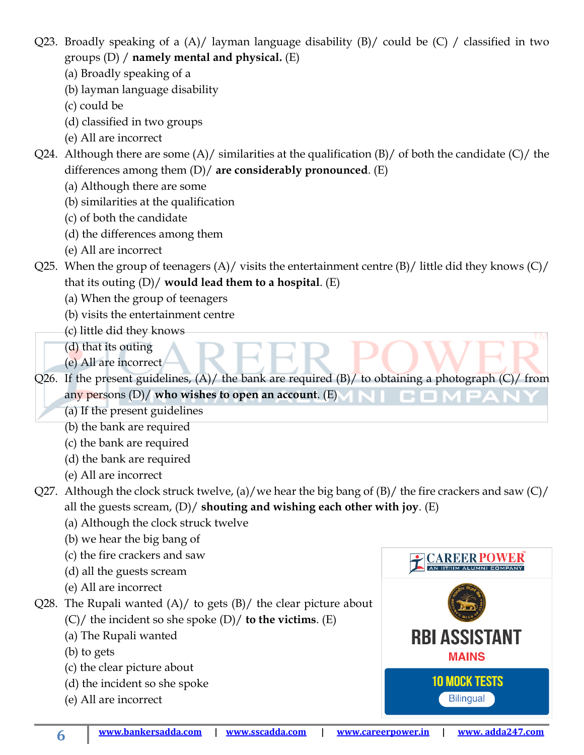Q23. Broadly speaking of a (A)/ layman language disability (B)/ could be (C) / classified in two groups (D) / **namely mental and physical.** (E)

(a) Broadly speaking of a

(b) layman language disability

(c) could be

(d) classified in two groups

(e) All are incorrect

Q24. Although there are some (A)/ similarities at the qualification (B)/ of both the candidate (C)/ the differences among them (D)/ **are considerably pronounced**. (E)

(a) Although there are some

(b) similarities at the qualification

(c) of both the candidate

(d) the differences among them

(e) All are incorrect

Q25. When the group of teenagers (A)/ visits the entertainment centre (B)/ little did they knows (C)/ that its outing (D)/ **would lead them to a hospital**. (E)

(a) When the group of teenagers

(b) visits the entertainment centre

(c) little did they knows

(d) that its outing

(e) All are incorrect

Q26. If the present guidelines, (A)/ the bank are required (B)/ to obtaining a photograph (C)/ from any persons (D)/ **who wishes to open an account**. (E)

(a) If the present guidelines

(b) the bank are required

(c) the bank are required

(d) the bank are required

(e) All are incorrect

Q27. Although the clock struck twelve, (a)/we hear the big bang of (B)/ the fire crackers and saw (C)/ all the guests scream, (D)/ **shouting and wishing each other with joy**. (E)

(a) Although the clock struck twelve

(b) we hear the big bang of

(c) the fire crackers and saw

(d) all the guests scream

(e) All are incorrect

Q28. The Rupali wanted (A)/ to gets (B)/ the clear picture about (C)/ the incident so she spoke (D)/ **to the victims**. (E)

(a) The Rupali wanted

(b) to gets

(c) the clear picture about

(d) the incident so she spoke

(e) All are incorrect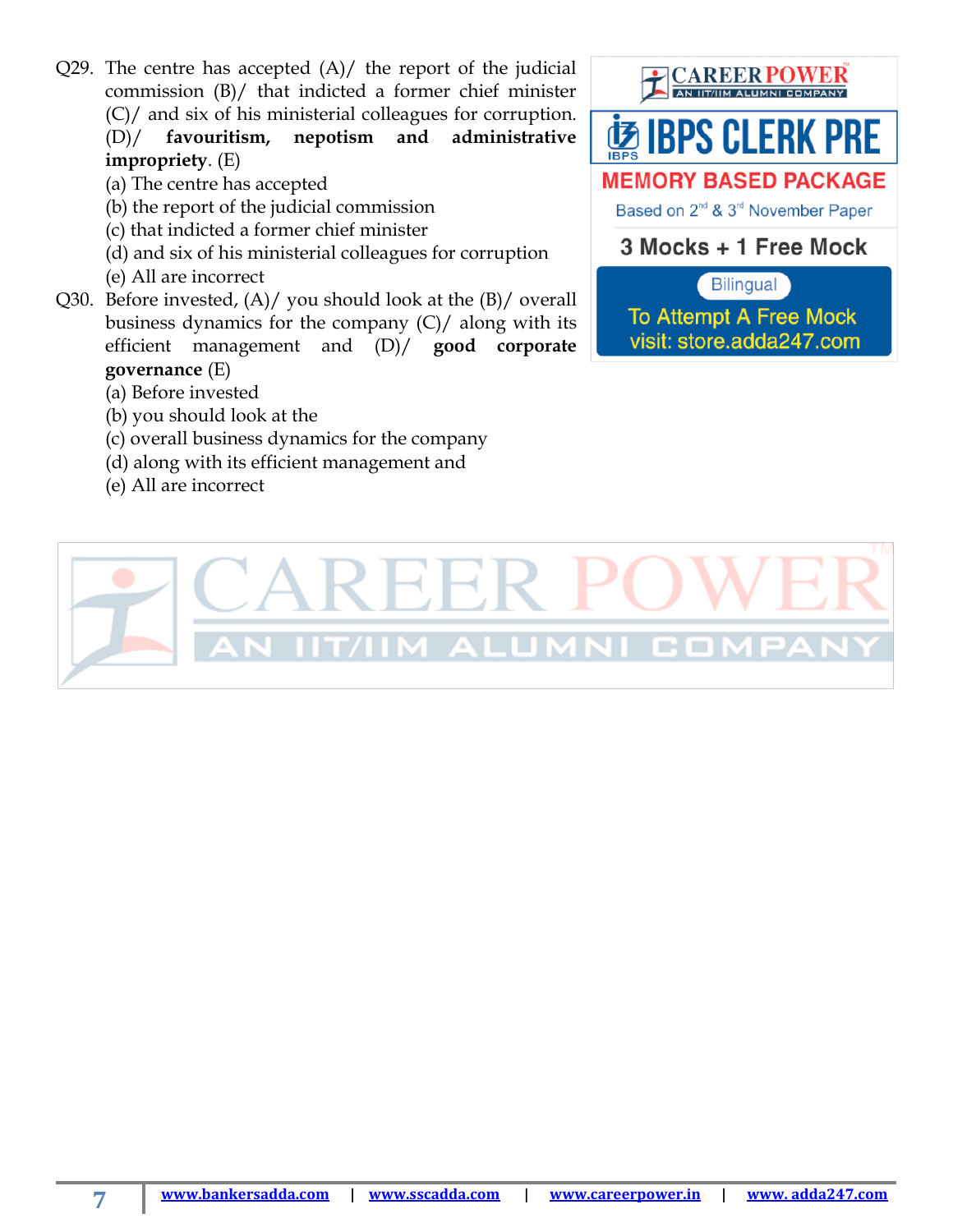Q29. The centre has accepted (A)/ the report of the judicial commission (B)/ that indicted a former chief minister (C)/ and six of his ministerial colleagues for corruption. (D)/ **favouritism, nepotism and administrative impropriety**. (E)

(a) The centre has accepted
(b) the report of the judicial commission
(c) that indicted a former chief minister
(d) and six of his ministerial colleagues for corruption
(e) All are incorrect

Q30. Before invested, (A)/ you should look at the (B)/ overall business dynamics for the company (C)/ along with its efficient management and (D)/ **good corporate governance** (E)

(a) Before invested
(b) you should look at the
(c) overall business dynamics for the company
(d) along with its efficient management and
(e) All are incorrect

CAREER POWER
AN IIT/IIM ALUMNI COMPANY

IBPS CLERK PRE
MEMORY BASED PACKAGE
Based on 2nd & 3rd November Paper
3 Mocks + 1 Free Mock
Bilingual
To Attempt A Free Mock visit: store.adda247.com

CAREER POWER
AN IIT/IIM ALUMNI COMPANY